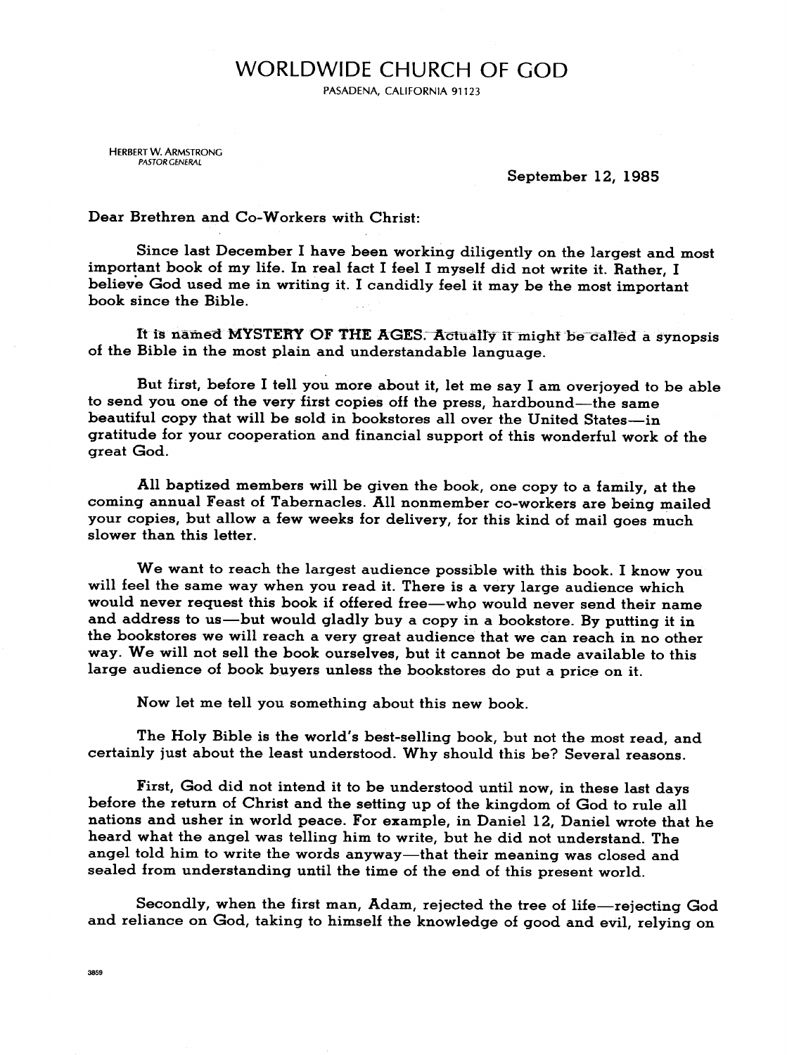# WORLDWIDE CHURCH OF GOD

PASADENA, CALIFORNIA 91123

HERBERT W. ARMSTRONG
*PASTOR GENERAL*

September 12, 1985

Dear Brethren and Co-Workers with Christ:

Since last December I have been working diligently on the largest and most important book of my life. In real fact I feel I myself did not write it. Rather, I believe God used me in writing it. I candidly feel it may be the most important book since the Bible.

It is named MYSTERY OF THE AGES. Actually it might be called a synopsis of the Bible in the most plain and understandable language.

But first, before I tell you more about it, let me say I am overjoyed to be able to send you one of the very first copies off the press, hardbound—the same beautiful copy that will be sold in bookstores all over the United States—in gratitude for your cooperation and financial support of this wonderful work of the great God.

All baptized members will be given the book, one copy to a family, at the coming annual Feast of Tabernacles. All nonmember co-workers are being mailed your copies, but allow a few weeks for delivery, for this kind of mail goes much slower than this letter.

We want to reach the largest audience possible with this book. I know you will feel the same way when you read it. There is a very large audience which would never request this book if offered free—who would never send their name and address to us—but would gladly buy a copy in a bookstore. By putting it in the bookstores we will reach a very great audience that we can reach in no other way. We will not sell the book ourselves, but it cannot be made available to this large audience of book buyers unless the bookstores do put a price on it.

Now let me tell you something about this new book.

The Holy Bible is the world's best-selling book, but not the most read, and certainly just about the least understood. Why should this be? Several reasons.

First, God did not intend it to be understood until now, in these last days before the return of Christ and the setting up of the kingdom of God to rule all nations and usher in world peace. For example, in Daniel 12, Daniel wrote that he heard what the angel was telling him to write, but he did not understand. The angel told him to write the words anyway—that their meaning was closed and sealed from understanding until the time of the end of this present world.

Secondly, when the first man, Adam, rejected the tree of life—rejecting God and reliance on God, taking to himself the knowledge of good and evil, relying on

3859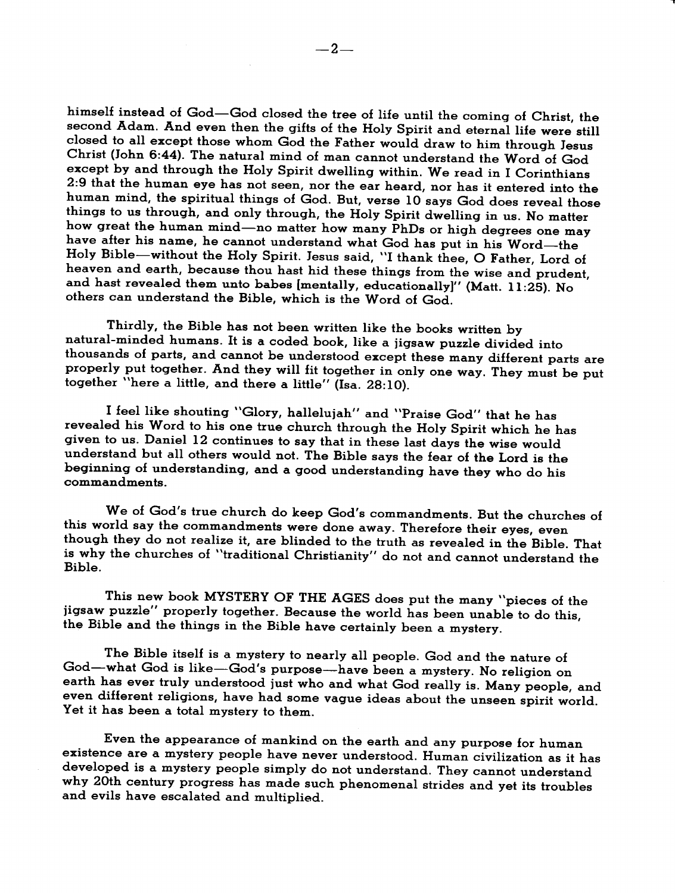himself instead of God—God closed the tree of life until the coming of Christ, the second Adam. And even then the gifts of the Holy Spirit and eternal life were still closed to all except those whom God the Father would draw to him through Jesus Christ (John 6:44). The natural mind of man cannot understand the Word of God except by and through the Holy Spirit dwelling within. We read in I Corinthians 2:9 that the human eye has not seen, nor the ear heard, nor has it entered into the human mind, the spiritual things of God. But, verse 10 says God does reveal those things to us through, and only through, the Holy Spirit dwelling in us. No matter how great the human mind—no matter how many PhDs or high degrees one may have after his name, he cannot understand what God has put in his Word—the Holy Bible—without the Holy Spirit. Jesus said, "I thank thee, O Father, Lord of heaven and earth, because thou hast hid these things from the wise and prudent, and hast revealed them unto babes [mentally, educationally]" (Matt. 11:25). No others can understand the Bible, which is the Word of God.

Thirdly, the Bible has not been written like the books written by natural-minded humans. It is a coded book, like a jigsaw puzzle divided into thousands of parts, and cannot be understood except these many different parts are properly put together. And they will fit together in only one way. They must be put together "here a little, and there a little" (Isa. 28:10).

I feel like shouting "Glory, hallelujah" and "Praise God" that he has revealed his Word to his one true church through the Holy Spirit which he has given to us. Daniel 12 continues to say that in these last days the wise would understand but all others would not. The Bible says the fear of the Lord is the beginning of understanding, and a good understanding have they who do his commandments.

We of God's true church do keep God's commandments. But the churches of this world say the commandments were done away. Therefore their eyes, even though they do not realize it, are blinded to the truth as revealed in the Bible. That is why the churches of "traditional Christianity" do not and cannot understand the Bible.

This new book MYSTERY OF THE AGES does put the many "pieces of the jigsaw puzzle" properly together. Because the world has been unable to do this, the Bible and the things in the Bible have certainly been a mystery.

The Bible itself is a mystery to nearly all people. God and the nature of God—what God is like—God's purpose—have been a mystery. No religion on earth has ever truly understood just who and what God really is. Many people, and even different religions, have had some vague ideas about the unseen spirit world. Yet it has been a total mystery to them.

Even the appearance of mankind on the earth and any purpose for human existence are a mystery people have never understood. Human civilization as it has developed is a mystery people simply do not understand. They cannot understand why 20th century progress has made such phenomenal strides and yet its troubles and evils have escalated and multiplied.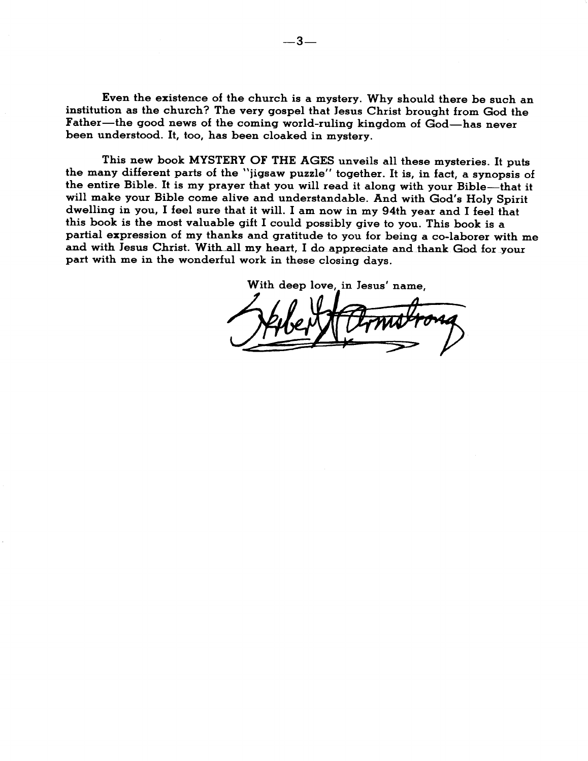Even the existence of the church is a mystery. Why should there be such an institution as the church? The very gospel that Jesus Christ brought from God the Father—the good news of the coming world-ruling kingdom of God—has never been understood. It, too, has been cloaked in mystery.

This new book MYSTERY OF THE AGES unveils all these mysteries. It puts the many different parts of the "jigsaw puzzle" together. It is, in fact, a synopsis of the entire Bible. It is my prayer that you will read it along with your Bible—that it will make your Bible come alive and understandable. And with God's Holy Spirit dwelling in you, I feel sure that it will. I am now in my 94th year and I feel that this book is the most valuable gift I could possibly give to you. This book is a partial expression of my thanks and gratitude to you for being a co-laborer with me and with Jesus Christ. With all my heart, I do appreciate and thank God for your part with me in the wonderful work in these closing days.

With deep love, in Jesus' name,

Herbert W Armstrong